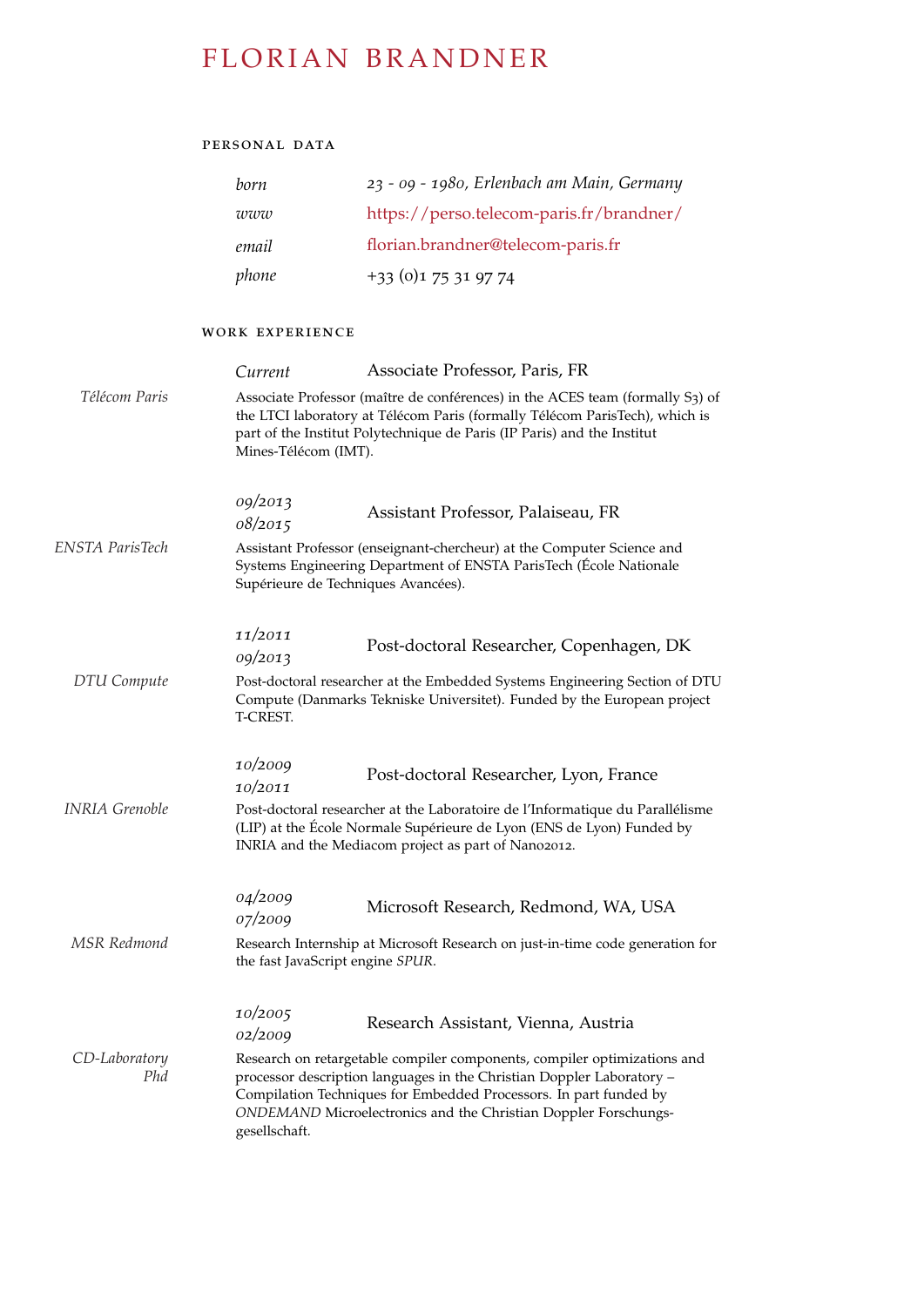# FLORIAN BRANDNER

## PERSONAL DATA

| | |
|---|---|
| *born* | *23 - 09 - 1980, Erlenbach am Main, Germany* |
| *www* | https://perso.telecom-paris.fr/brandner/ |
| *email* | florian.brandner@telecom-paris.fr |
| *phone* | +33 (0)1 75 31 97 74 |

## WORK EXPERIENCE

*Current* — Associate Professor, Paris, FR

*Télécom Paris*

Associate Professor (maître de conférences) in the ACES team (formally S3) of the LTCI laboratory at Télécom Paris (formally Télécom ParisTech), which is part of the Institut Polytechnique de Paris (IP Paris) and the Institut Mines-Télécom (IMT).

*09/2013 – 08/2015* — Assistant Professor, Palaiseau, FR

*ENSTA ParisTech*

Assistant Professor (enseignant-chercheur) at the Computer Science and Systems Engineering Department of ENSTA ParisTech (École Nationale Supérieure de Techniques Avancées).

*11/2011 – 09/2013* — Post-doctoral Researcher, Copenhagen, DK

*DTU Compute*

Post-doctoral researcher at the Embedded Systems Engineering Section of DTU Compute (Danmarks Tekniske Universitet). Funded by the European project T-CREST.

*10/2009 – 10/2011* — Post-doctoral Researcher, Lyon, France

*INRIA Grenoble*

Post-doctoral researcher at the Laboratoire de l'Informatique du Parallélisme (LIP) at the École Normale Supérieure de Lyon (ENS de Lyon) Funded by INRIA and the Mediacom project as part of Nano2012.

*04/2009 – 07/2009* — Microsoft Research, Redmond, WA, USA

*MSR Redmond*

Research Internship at Microsoft Research on just-in-time code generation for the fast JavaScript engine *SPUR*.

*10/2005 – 02/2009* — Research Assistant, Vienna, Austria

*CD-Laboratory Phd*

Research on retargetable compiler components, compiler optimizations and processor description languages in the Christian Doppler Laboratory – Compilation Techniques for Embedded Processors. In part funded by *ONDEMAND* Microelectronics and the Christian Doppler Forschungsgesellschaft.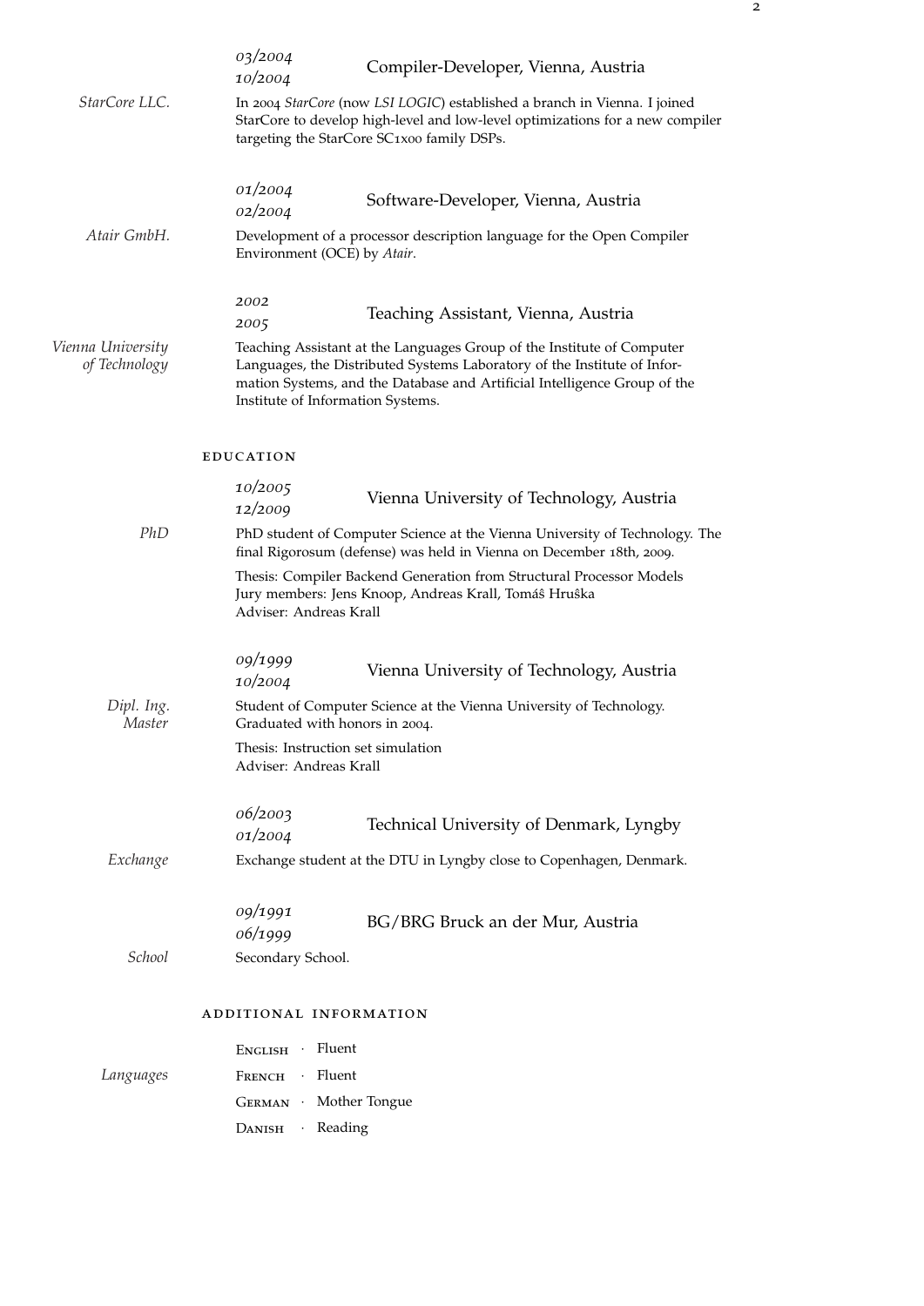*03/2004*
*10/2004*

### Compiler-Developer, Vienna, Austria

*StarCore LLC.*

In 2004 *StarCore* (now *LSI LOGIC*) established a branch in Vienna. I joined StarCore to develop high-level and low-level optimizations for a new compiler targeting the StarCore SC1x00 family DSPs.

*01/2004*
*02/2004*

### Software-Developer, Vienna, Austria

*Atair GmbH.*

Development of a processor description language for the Open Compiler Environment (OCE) by *Atair*.

*2002*
*2005*

### Teaching Assistant, Vienna, Austria

*Vienna University of Technology*

Teaching Assistant at the Languages Group of the Institute of Computer Languages, the Distributed Systems Laboratory of the Institute of Information Systems, and the Database and Artificial Intelligence Group of the Institute of Information Systems.

## EDUCATION

*10/2005*
*12/2009*

### Vienna University of Technology, Austria

*PhD*

PhD student of Computer Science at the Vienna University of Technology. The final Rigorosum (defense) was held in Vienna on December 18th, 2009.

Thesis: Compiler Backend Generation from Structural Processor Models
Jury members: Jens Knoop, Andreas Krall, Tomáŝ Hruŝka
Adviser: Andreas Krall

*09/1999*
*10/2004*

### Vienna University of Technology, Austria

*Dipl. Ing. Master*

Student of Computer Science at the Vienna University of Technology. Graduated with honors in 2004.

Thesis: Instruction set simulation
Adviser: Andreas Krall

*06/2003*
*01/2004*

### Technical University of Denmark, Lyngby

*Exchange*

Exchange student at the DTU in Lyngby close to Copenhagen, Denmark.

*09/1991*
*06/1999*

### BG/BRG Bruck an der Mur, Austria

*School*

Secondary School.

## ADDITIONAL INFORMATION

*Languages*

- English · Fluent
- French · Fluent
- German · Mother Tongue
- Danish · Reading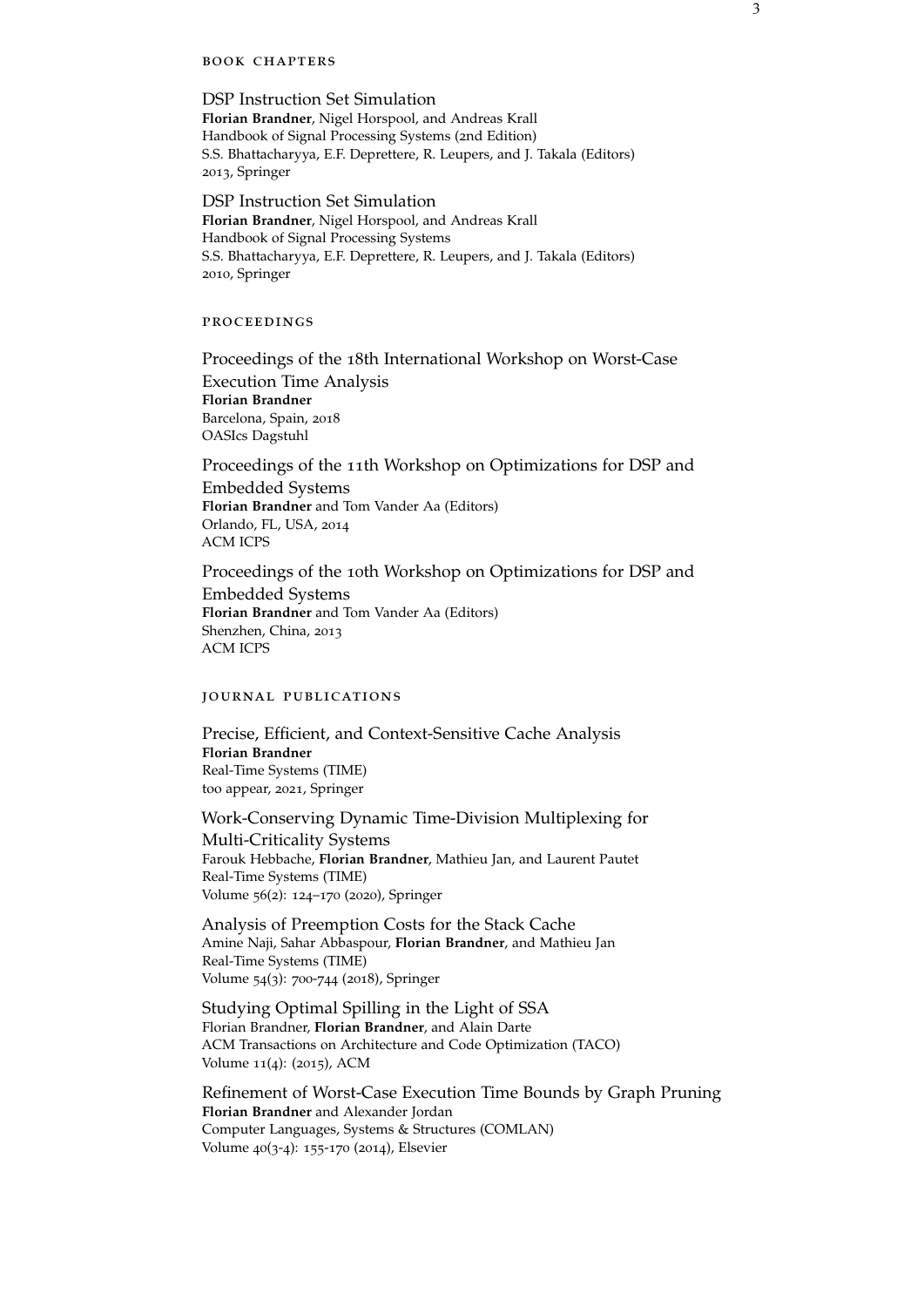## BOOK CHAPTERS

DSP Instruction Set Simulation
**Florian Brandner**, Nigel Horspool, and Andreas Krall
Handbook of Signal Processing Systems (2nd Edition)
S.S. Bhattacharyya, E.F. Deprettere, R. Leupers, and J. Takala (Editors)
2013, Springer

DSP Instruction Set Simulation
**Florian Brandner**, Nigel Horspool, and Andreas Krall
Handbook of Signal Processing Systems
S.S. Bhattacharyya, E.F. Deprettere, R. Leupers, and J. Takala (Editors)
2010, Springer

## PROCEEDINGS

Proceedings of the 18th International Workshop on Worst-Case Execution Time Analysis
**Florian Brandner**
Barcelona, Spain, 2018
OASIcs Dagstuhl

Proceedings of the 11th Workshop on Optimizations for DSP and Embedded Systems
**Florian Brandner** and Tom Vander Aa (Editors)
Orlando, FL, USA, 2014
ACM ICPS

Proceedings of the 10th Workshop on Optimizations for DSP and Embedded Systems
**Florian Brandner** and Tom Vander Aa (Editors)
Shenzhen, China, 2013
ACM ICPS

## JOURNAL PUBLICATIONS

Precise, Efficient, and Context-Sensitive Cache Analysis
**Florian Brandner**
Real-Time Systems (TIME)
too appear, 2021, Springer

Work-Conserving Dynamic Time-Division Multiplexing for Multi-Criticality Systems
Farouk Hebbache, **Florian Brandner**, Mathieu Jan, and Laurent Pautet
Real-Time Systems (TIME)
Volume 56(2): 124–170 (2020), Springer

Analysis of Preemption Costs for the Stack Cache
Amine Naji, Sahar Abbaspour, **Florian Brandner**, and Mathieu Jan
Real-Time Systems (TIME)
Volume 54(3): 700-744 (2018), Springer

Studying Optimal Spilling in the Light of SSA
Florian Brandner, **Florian Brandner**, and Alain Darte
ACM Transactions on Architecture and Code Optimization (TACO)
Volume 11(4): (2015), ACM

Refinement of Worst-Case Execution Time Bounds by Graph Pruning
**Florian Brandner** and Alexander Jordan
Computer Languages, Systems & Structures (COMLAN)
Volume 40(3-4): 155-170 (2014), Elsevier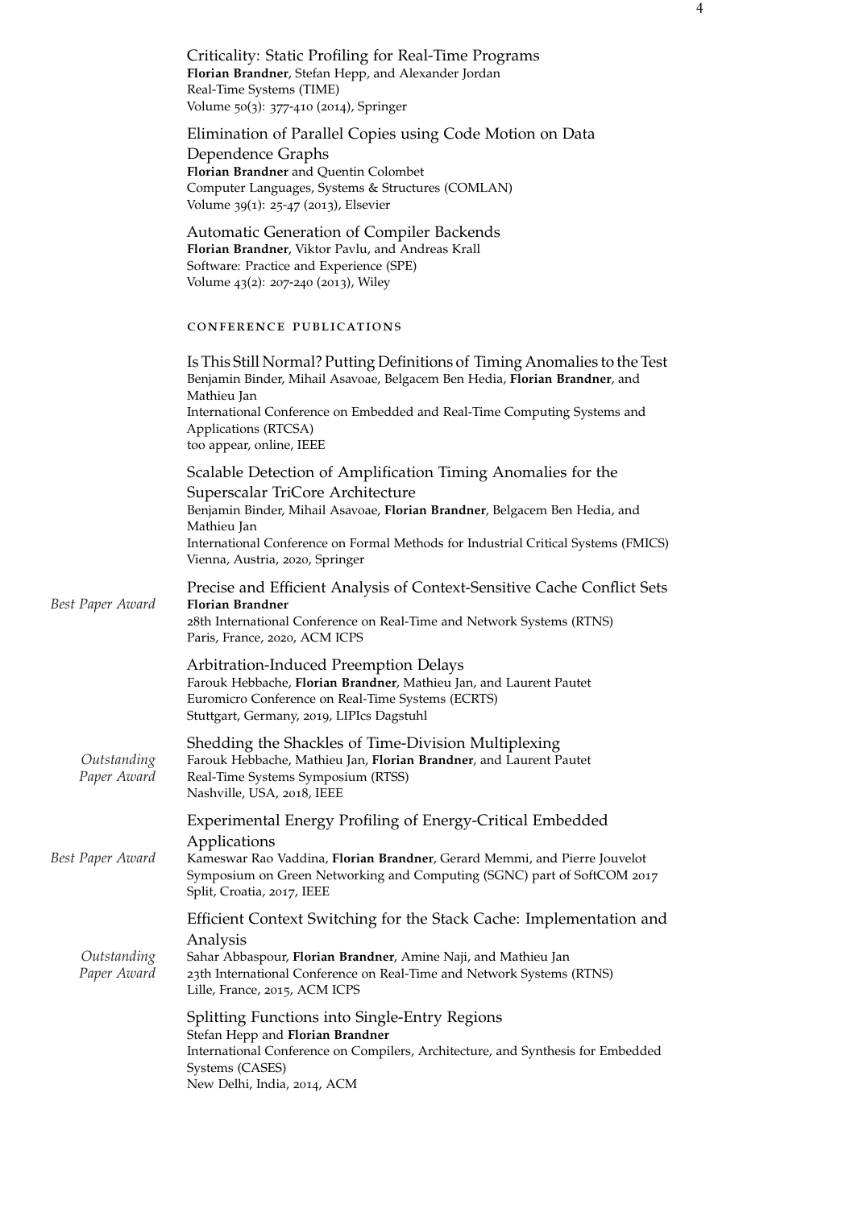Criticality: Static Profiling for Real-Time Programs
**Florian Brandner**, Stefan Hepp, and Alexander Jordan
Real-Time Systems (TIME)
Volume 50(3): 377-410 (2014), Springer

Elimination of Parallel Copies using Code Motion on Data Dependence Graphs
**Florian Brandner** and Quentin Colombet
Computer Languages, Systems & Structures (COMLAN)
Volume 39(1): 25-47 (2013), Elsevier

Automatic Generation of Compiler Backends
**Florian Brandner**, Viktor Pavlu, and Andreas Krall
Software: Practice and Experience (SPE)
Volume 43(2): 207-240 (2013), Wiley

## Conference Publications

Is This Still Normal? Putting Definitions of Timing Anomalies to the Test
Benjamin Binder, Mihail Asavoae, Belgacem Ben Hedia, **Florian Brandner**, and Mathieu Jan
International Conference on Embedded and Real-Time Computing Systems and Applications (RTCSA)
too appear, online, IEEE

Scalable Detection of Amplification Timing Anomalies for the Superscalar TriCore Architecture
Benjamin Binder, Mihail Asavoae, **Florian Brandner**, Belgacem Ben Hedia, and Mathieu Jan
International Conference on Formal Methods for Industrial Critical Systems (FMICS)
Vienna, Austria, 2020, Springer

*Best Paper Award*
Precise and Efficient Analysis of Context-Sensitive Cache Conflict Sets
**Florian Brandner**
28th International Conference on Real-Time and Network Systems (RTNS)
Paris, France, 2020, ACM ICPS

Arbitration-Induced Preemption Delays
Farouk Hebbache, **Florian Brandner**, Mathieu Jan, and Laurent Pautet
Euromicro Conference on Real-Time Systems (ECRTS)
Stuttgart, Germany, 2019, LIPIcs Dagstuhl

*Outstanding Paper Award*
Shedding the Shackles of Time-Division Multiplexing
Farouk Hebbache, Mathieu Jan, **Florian Brandner**, and Laurent Pautet
Real-Time Systems Symposium (RTSS)
Nashville, USA, 2018, IEEE

*Best Paper Award*
Experimental Energy Profiling of Energy-Critical Embedded Applications
Kameswar Rao Vaddina, **Florian Brandner**, Gerard Memmi, and Pierre Jouvelot
Symposium on Green Networking and Computing (SGNC) part of SoftCOM 2017
Split, Croatia, 2017, IEEE

*Outstanding Paper Award*
Efficient Context Switching for the Stack Cache: Implementation and Analysis
Sahar Abbaspour, **Florian Brandner**, Amine Naji, and Mathieu Jan
23th International Conference on Real-Time and Network Systems (RTNS)
Lille, France, 2015, ACM ICPS

Splitting Functions into Single-Entry Regions
Stefan Hepp and **Florian Brandner**
International Conference on Compilers, Architecture, and Synthesis for Embedded Systems (CASES)
New Delhi, India, 2014, ACM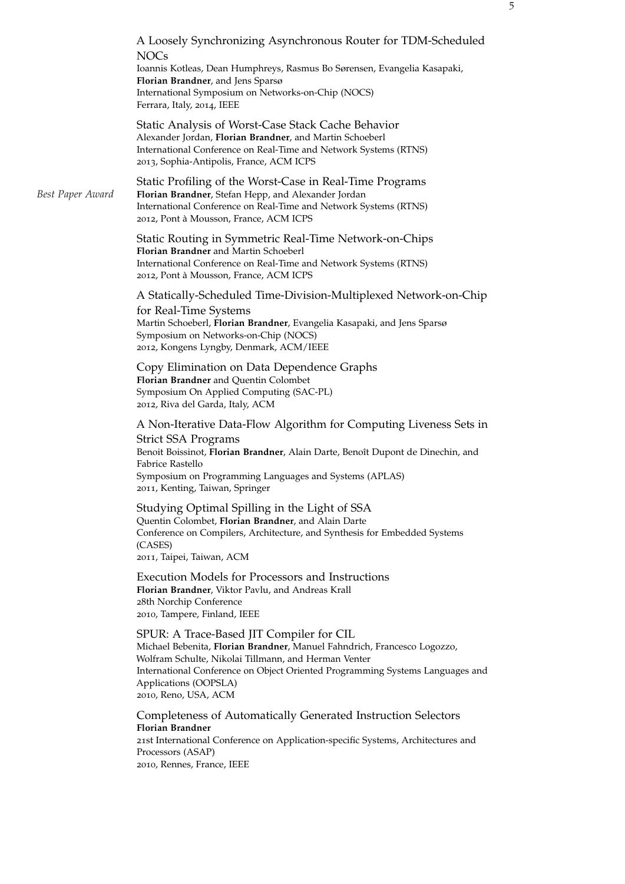A Loosely Synchronizing Asynchronous Router for TDM-Scheduled NOCs
Ioannis Kotleas, Dean Humphreys, Rasmus Bo Sørensen, Evangelia Kasapaki, **Florian Brandner**, and Jens Sparsø
International Symposium on Networks-on-Chip (NOCS)
Ferrara, Italy, 2014, IEEE

Static Analysis of Worst-Case Stack Cache Behavior
Alexander Jordan, **Florian Brandner**, and Martin Schoeberl
International Conference on Real-Time and Network Systems (RTNS)
2013, Sophia-Antipolis, France, ACM ICPS

*Best Paper Award*

Static Profiling of the Worst-Case in Real-Time Programs
**Florian Brandner**, Stefan Hepp, and Alexander Jordan
International Conference on Real-Time and Network Systems (RTNS)
2012, Pont à Mousson, France, ACM ICPS

Static Routing in Symmetric Real-Time Network-on-Chips
**Florian Brandner** and Martin Schoeberl
International Conference on Real-Time and Network Systems (RTNS)
2012, Pont à Mousson, France, ACM ICPS

A Statically-Scheduled Time-Division-Multiplexed Network-on-Chip for Real-Time Systems
Martin Schoeberl, **Florian Brandner**, Evangelia Kasapaki, and Jens Sparsø
Symposium on Networks-on-Chip (NOCS)
2012, Kongens Lyngby, Denmark, ACM/IEEE

Copy Elimination on Data Dependence Graphs
**Florian Brandner** and Quentin Colombet
Symposium On Applied Computing (SAC-PL)
2012, Riva del Garda, Italy, ACM

A Non-Iterative Data-Flow Algorithm for Computing Liveness Sets in Strict SSA Programs
Benoit Boissinot, **Florian Brandner**, Alain Darte, Benoît Dupont de Dinechin, and Fabrice Rastello
Symposium on Programming Languages and Systems (APLAS)
2011, Kenting, Taiwan, Springer

Studying Optimal Spilling in the Light of SSA
Quentin Colombet, **Florian Brandner**, and Alain Darte
Conference on Compilers, Architecture, and Synthesis for Embedded Systems (CASES)
2011, Taipei, Taiwan, ACM

Execution Models for Processors and Instructions
**Florian Brandner**, Viktor Pavlu, and Andreas Krall
28th Norchip Conference
2010, Tampere, Finland, IEEE

SPUR: A Trace-Based JIT Compiler for CIL
Michael Bebenita, **Florian Brandner**, Manuel Fahndrich, Francesco Logozzo, Wolfram Schulte, Nikolai Tillmann, and Herman Venter
International Conference on Object Oriented Programming Systems Languages and Applications (OOPSLA)
2010, Reno, USA, ACM

Completeness of Automatically Generated Instruction Selectors
**Florian Brandner**
21st International Conference on Application-specific Systems, Architectures and Processors (ASAP)
2010, Rennes, France, IEEE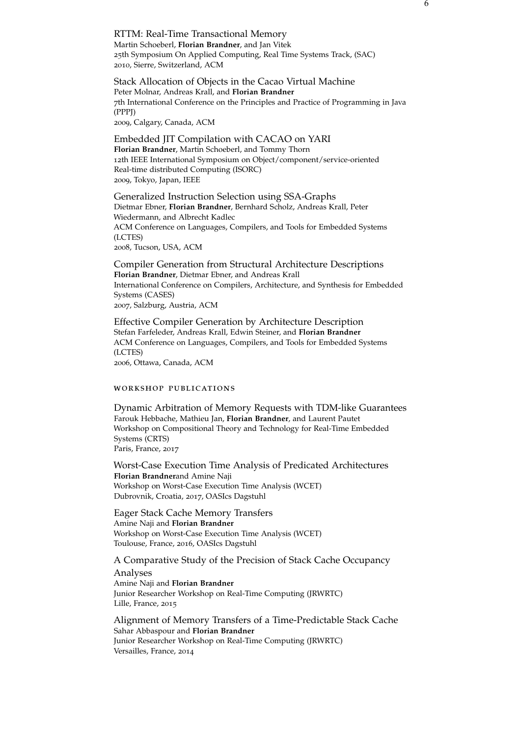RTTM: Real-Time Transactional Memory
Martin Schoeberl, **Florian Brandner**, and Jan Vitek
25th Symposium On Applied Computing, Real Time Systems Track, (SAC)
2010, Sierre, Switzerland, ACM

Stack Allocation of Objects in the Cacao Virtual Machine
Peter Molnar, Andreas Krall, and **Florian Brandner**
7th International Conference on the Principles and Practice of Programming in Java (PPPJ)
2009, Calgary, Canada, ACM

Embedded JIT Compilation with CACAO on YARI
**Florian Brandner**, Martin Schoeberl, and Tommy Thorn
12th IEEE International Symposium on Object/component/service-oriented Real-time distributed Computing (ISORC)
2009, Tokyo, Japan, IEEE

Generalized Instruction Selection using SSA-Graphs
Dietmar Ebner, **Florian Brandner**, Bernhard Scholz, Andreas Krall, Peter Wiedermann, and Albrecht Kadlec
ACM Conference on Languages, Compilers, and Tools for Embedded Systems (LCTES)
2008, Tucson, USA, ACM

Compiler Generation from Structural Architecture Descriptions
**Florian Brandner**, Dietmar Ebner, and Andreas Krall
International Conference on Compilers, Architecture, and Synthesis for Embedded Systems (CASES)
2007, Salzburg, Austria, ACM

Effective Compiler Generation by Architecture Description
Stefan Farfeleder, Andreas Krall, Edwin Steiner, and **Florian Brandner**
ACM Conference on Languages, Compilers, and Tools for Embedded Systems (LCTES)
2006, Ottawa, Canada, ACM

## WORKSHOP PUBLICATIONS

Dynamic Arbitration of Memory Requests with TDM-like Guarantees
Farouk Hebbache, Mathieu Jan, **Florian Brandner**, and Laurent Pautet
Workshop on Compositional Theory and Technology for Real-Time Embedded Systems (CRTS)
Paris, France, 2017

Worst-Case Execution Time Analysis of Predicated Architectures
**Florian Brandner**and Amine Naji
Workshop on Worst-Case Execution Time Analysis (WCET)
Dubrovnik, Croatia, 2017, OASIcs Dagstuhl

Eager Stack Cache Memory Transfers
Amine Naji and **Florian Brandner**
Workshop on Worst-Case Execution Time Analysis (WCET)
Toulouse, France, 2016, OASIcs Dagstuhl

A Comparative Study of the Precision of Stack Cache Occupancy Analyses
Amine Naji and **Florian Brandner**
Junior Researcher Workshop on Real-Time Computing (JRWRTC)
Lille, France, 2015

Alignment of Memory Transfers of a Time-Predictable Stack Cache
Sahar Abbaspour and **Florian Brandner**
Junior Researcher Workshop on Real-Time Computing (JRWRTC)
Versailles, France, 2014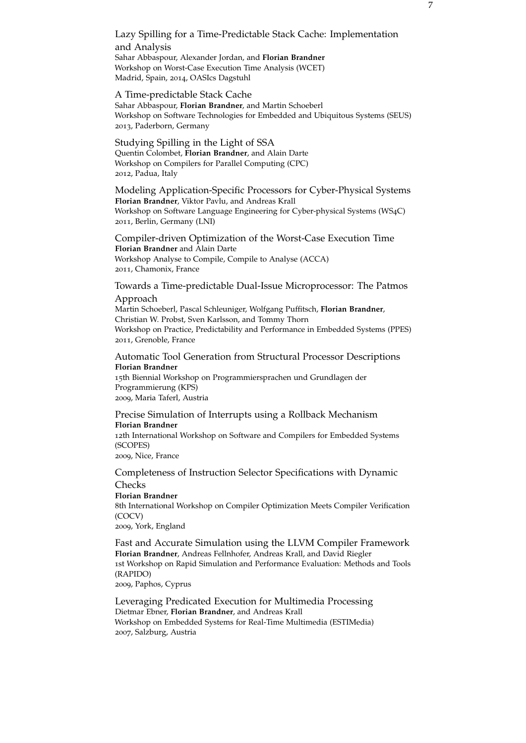Lazy Spilling for a Time-Predictable Stack Cache: Implementation and Analysis
Sahar Abbaspour, Alexander Jordan, and **Florian Brandner**
Workshop on Worst-Case Execution Time Analysis (WCET)
Madrid, Spain, 2014, OASIcs Dagstuhl

A Time-predictable Stack Cache
Sahar Abbaspour, **Florian Brandner**, and Martin Schoeberl
Workshop on Software Technologies for Embedded and Ubiquitous Systems (SEUS)
2013, Paderborn, Germany

Studying Spilling in the Light of SSA
Quentin Colombet, **Florian Brandner**, and Alain Darte
Workshop on Compilers for Parallel Computing (CPC)
2012, Padua, Italy

Modeling Application-Specific Processors for Cyber-Physical Systems
**Florian Brandner**, Viktor Pavlu, and Andreas Krall
Workshop on Software Language Engineering for Cyber-physical Systems (WS4C)
2011, Berlin, Germany (LNI)

Compiler-driven Optimization of the Worst-Case Execution Time
**Florian Brandner** and Alain Darte
Workshop Analyse to Compile, Compile to Analyse (ACCA)
2011, Chamonix, France

Towards a Time-predictable Dual-Issue Microprocessor: The Patmos Approach
Martin Schoeberl, Pascal Schleuniger, Wolfgang Puffitsch, **Florian Brandner**, Christian W. Probst, Sven Karlsson, and Tommy Thorn
Workshop on Practice, Predictability and Performance in Embedded Systems (PPES)
2011, Grenoble, France

Automatic Tool Generation from Structural Processor Descriptions
**Florian Brandner**
15th Biennial Workshop on Programmiersprachen und Grundlagen der Programmierung (KPS)
2009, Maria Taferl, Austria

Precise Simulation of Interrupts using a Rollback Mechanism
**Florian Brandner**
12th International Workshop on Software and Compilers for Embedded Systems (SCOPES)
2009, Nice, France

Completeness of Instruction Selector Specifications with Dynamic Checks
**Florian Brandner**
8th International Workshop on Compiler Optimization Meets Compiler Verification (COCV)
2009, York, England

Fast and Accurate Simulation using the LLVM Compiler Framework
**Florian Brandner**, Andreas Fellnhofer, Andreas Krall, and David Riegler
1st Workshop on Rapid Simulation and Performance Evaluation: Methods and Tools (RAPIDO)
2009, Paphos, Cyprus

Leveraging Predicated Execution for Multimedia Processing
Dietmar Ebner, **Florian Brandner**, and Andreas Krall
Workshop on Embedded Systems for Real-Time Multimedia (ESTIMedia)
2007, Salzburg, Austria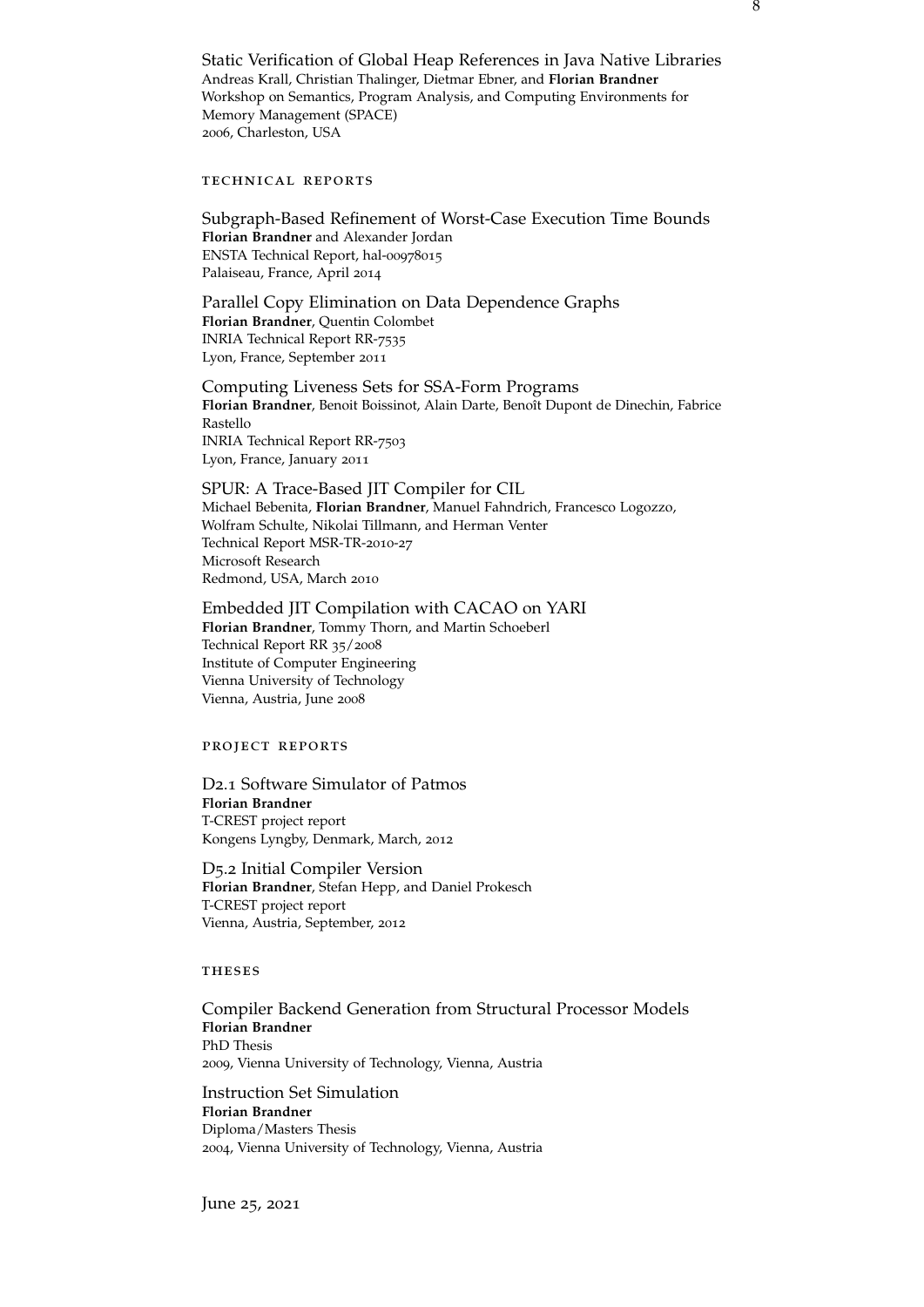Static Verification of Global Heap References in Java Native Libraries
Andreas Krall, Christian Thalinger, Dietmar Ebner, and **Florian Brandner**
Workshop on Semantics, Program Analysis, and Computing Environments for Memory Management (SPACE)
2006, Charleston, USA

## TECHNICAL REPORTS

Subgraph-Based Refinement of Worst-Case Execution Time Bounds
**Florian Brandner** and Alexander Jordan
ENSTA Technical Report, hal-00978015
Palaiseau, France, April 2014

Parallel Copy Elimination on Data Dependence Graphs
**Florian Brandner**, Quentin Colombet
INRIA Technical Report RR-7535
Lyon, France, September 2011

Computing Liveness Sets for SSA-Form Programs
**Florian Brandner**, Benoit Boissinot, Alain Darte, Benoît Dupont de Dinechin, Fabrice Rastello
INRIA Technical Report RR-7503
Lyon, France, January 2011

SPUR: A Trace-Based JIT Compiler for CIL
Michael Bebenita, **Florian Brandner**, Manuel Fahndrich, Francesco Logozzo, Wolfram Schulte, Nikolai Tillmann, and Herman Venter
Technical Report MSR-TR-2010-27
Microsoft Research
Redmond, USA, March 2010

Embedded JIT Compilation with CACAO on YARI
**Florian Brandner**, Tommy Thorn, and Martin Schoeberl
Technical Report RR 35/2008
Institute of Computer Engineering
Vienna University of Technology
Vienna, Austria, June 2008

## PROJECT REPORTS

D2.1 Software Simulator of Patmos
**Florian Brandner**
T-CREST project report
Kongens Lyngby, Denmark, March, 2012

D5.2 Initial Compiler Version
**Florian Brandner**, Stefan Hepp, and Daniel Prokesch
T-CREST project report
Vienna, Austria, September, 2012

## THESES

Compiler Backend Generation from Structural Processor Models
**Florian Brandner**
PhD Thesis
2009, Vienna University of Technology, Vienna, Austria

Instruction Set Simulation
**Florian Brandner**
Diploma/Masters Thesis
2004, Vienna University of Technology, Vienna, Austria

June 25, 2021